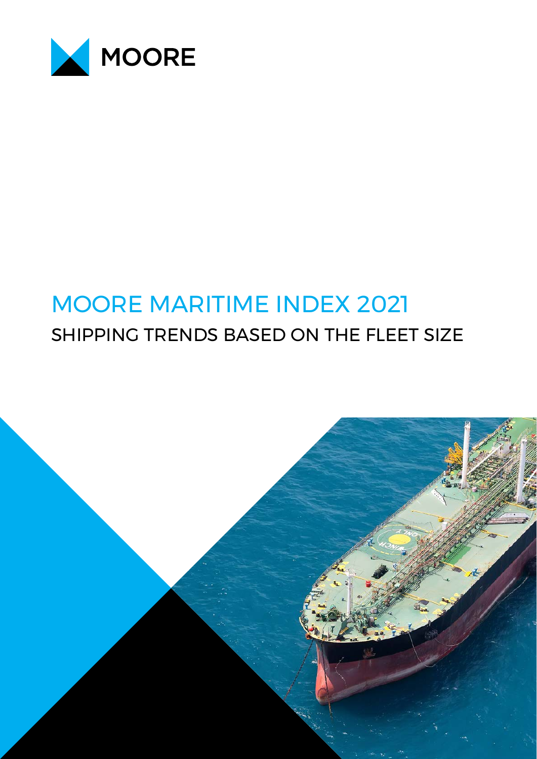MOORE

# MOORE MARITIME INDEX 2021

## SHIPPING TRENDS BASED ON THE FLEET SIZE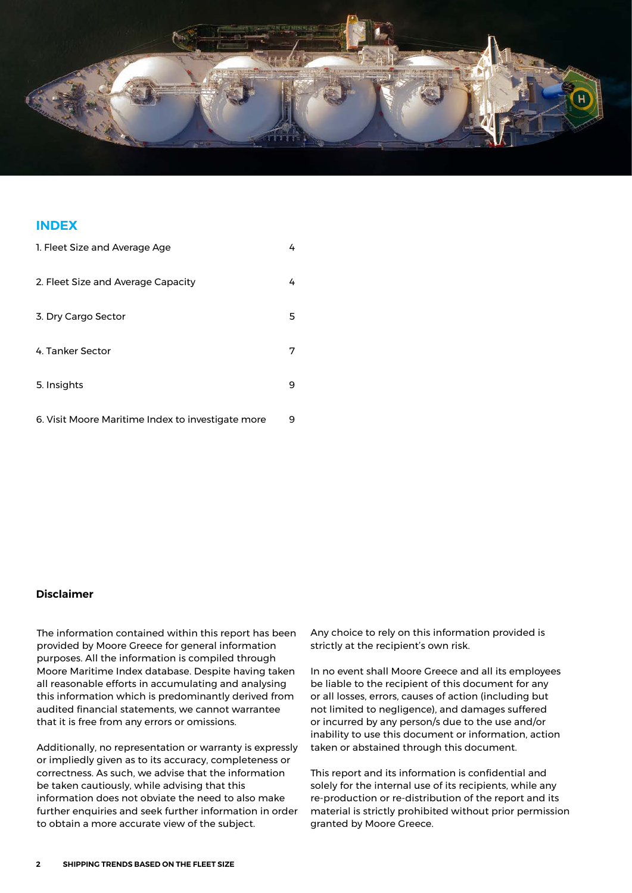## INDEX

| | |
|---|---|
| 1. Fleet Size and Average Age | 4 |
| 2. Fleet Size and Average Capacity | 4 |
| 3. Dry Cargo Sector | 5 |
| 4. Tanker Sector | 7 |
| 5. Insights | 9 |
| 6. Visit Moore Maritime Index to investigate more | 9 |

### Disclaimer

The information contained within this report has been provided by Moore Greece for general information purposes. All the information is compiled through Moore Maritime Index database. Despite having taken all reasonable efforts in accumulating and analysing this information which is predominantly derived from audited financial statements, we cannot warrantee that it is free from any errors or omissions.

Additionally, no representation or warranty is expressly or impliedly given as to its accuracy, completeness or correctness. As such, we advise that the information be taken cautiously, while advising that this information does not obviate the need to also make further enquiries and seek further information in order to obtain a more accurate view of the subject.

Any choice to rely on this information provided is strictly at the recipient's own risk.

In no event shall Moore Greece and all its employees be liable to the recipient of this document for any or all losses, errors, causes of action (including but not limited to negligence), and damages suffered or incurred by any person/s due to the use and/or inability to use this document or information, action taken or abstained through this document.

This report and its information is confidential and solely for the internal use of its recipients, while any re-production or re-distribution of the report and its material is strictly prohibited without prior permission granted by Moore Greece.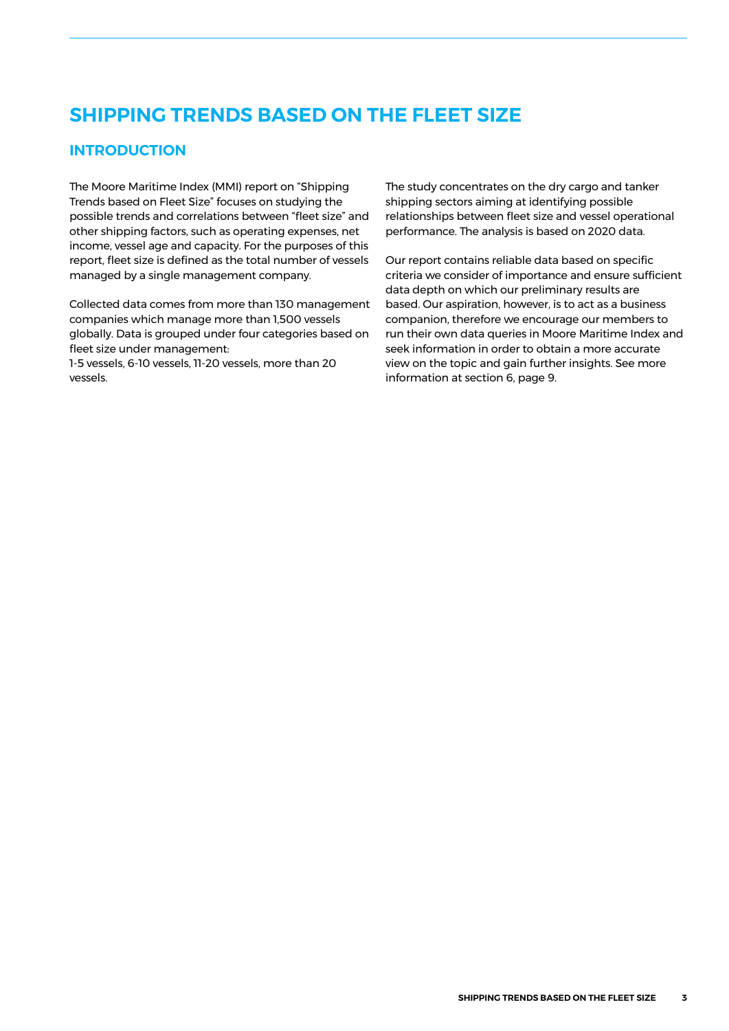# SHIPPING TRENDS BASED ON THE FLEET SIZE

## INTRODUCTION

The Moore Maritime Index (MMI) report on "Shipping Trends based on Fleet Size" focuses on studying the possible trends and correlations between "fleet size" and other shipping factors, such as operating expenses, net income, vessel age and capacity. For the purposes of this report, fleet size is defined as the total number of vessels managed by a single management company.

Collected data comes from more than 130 management companies which manage more than 1,500 vessels globally. Data is grouped under four categories based on fleet size under management:
1-5 vessels, 6-10 vessels, 11-20 vessels, more than 20 vessels.

The study concentrates on the dry cargo and tanker shipping sectors aiming at identifying possible relationships between fleet size and vessel operational performance. The analysis is based on 2020 data.

Our report contains reliable data based on specific criteria we consider of importance and ensure sufficient data depth on which our preliminary results are based. Our aspiration, however, is to act as a business companion, therefore we encourage our members to run their own data queries in Moore Maritime Index and seek information in order to obtain a more accurate view on the topic and gain further insights. See more information at section 6, page 9.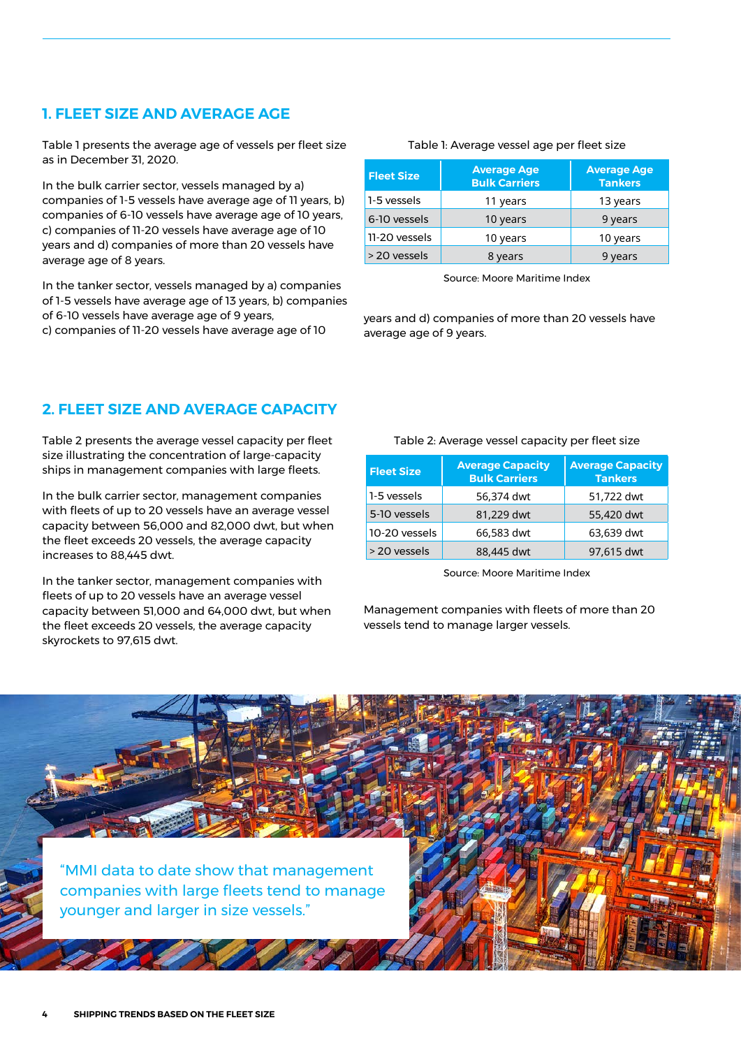## 1. FLEET SIZE AND AVERAGE AGE

Table 1 presents the average age of vessels per fleet size as in December 31, 2020.

In the bulk carrier sector, vessels managed by a) companies of 1-5 vessels have average age of 11 years, b) companies of 6-10 vessels have average age of 10 years, c) companies of 11-20 vessels have average age of 10 years and d) companies of more than 20 vessels have average age of 8 years.

In the tanker sector, vessels managed by a) companies of 1-5 vessels have average age of 13 years, b) companies of 6-10 vessels have average age of 9 years, c) companies of 11-20 vessels have average age of 10 years and d) companies of more than 20 vessels have average age of 9 years.

Table 1: Average vessel age per fleet size

| Fleet Size | Average Age Bulk Carriers | Average Age Tankers |
|---|---|---|
| 1-5 vessels | 11 years | 13 years |
| 6-10 vessels | 10 years | 9 years |
| 11-20 vessels | 10 years | 10 years |
| > 20 vessels | 8 years | 9 years |

Source: Moore Maritime Index

## 2. FLEET SIZE AND AVERAGE CAPACITY

Table 2 presents the average vessel capacity per fleet size illustrating the concentration of large-capacity ships in management companies with large fleets.

In the bulk carrier sector, management companies with fleets of up to 20 vessels have an average vessel capacity between 56,000 and 82,000 dwt, but when the fleet exceeds 20 vessels, the average capacity increases to 88,445 dwt.

In the tanker sector, management companies with fleets of up to 20 vessels have an average vessel capacity between 51,000 and 64,000 dwt, but when the fleet exceeds 20 vessels, the average capacity skyrockets to 97,615 dwt.

Table 2: Average vessel capacity per fleet size

| Fleet Size | Average Capacity Bulk Carriers | Average Capacity Tankers |
|---|---|---|
| 1-5 vessels | 56,374 dwt | 51,722 dwt |
| 5-10 vessels | 81,229 dwt | 55,420 dwt |
| 10-20 vessels | 66,583 dwt | 63,639 dwt |
| > 20 vessels | 88,445 dwt | 97,615 dwt |

Source: Moore Maritime Index

Management companies with fleets of more than 20 vessels tend to manage larger vessels.

"MMI data to date show that management companies with large fleets tend to manage younger and larger in size vessels."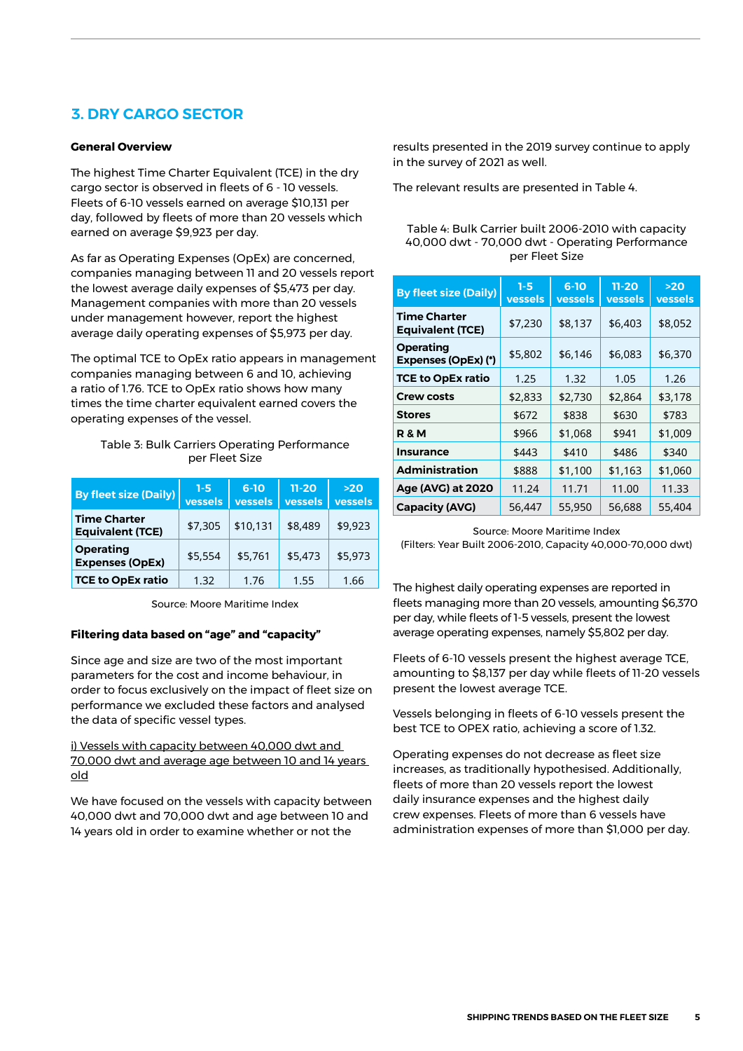## 3. DRY CARGO SECTOR

**General Overview**

The highest Time Charter Equivalent (TCE) in the dry cargo sector is observed in fleets of 6 - 10 vessels. Fleets of 6-10 vessels earned on average $10,131 per day, followed by fleets of more than 20 vessels which earned on average $9,923 per day.

As far as Operating Expenses (OpEx) are concerned, companies managing between 11 and 20 vessels report the lowest average daily expenses of $5,473 per day. Management companies with more than 20 vessels under management however, report the highest average daily operating expenses of $5,973 per day.

The optimal TCE to OpEx ratio appears in management companies managing between 6 and 10, achieving a ratio of 1.76. TCE to OpEx ratio shows how many times the time charter equivalent earned covers the operating expenses of the vessel.

Table 3: Bulk Carriers Operating Performance per Fleet Size

| By fleet size (Daily) | 1-5 vessels | 6-10 vessels | 11-20 vessels | >20 vessels |
|---|---|---|---|---|
| Time Charter Equivalent (TCE) | $7,305 | $10,131 | $8,489 | $9,923 |
| Operating Expenses (OpEx) | $5,554 | $5,761 | $5,473 | $5,973 |
| TCE to OpEx ratio | 1.32 | 1.76 | 1.55 | 1.66 |

Source: Moore Maritime Index

**Filtering data based on "age" and "capacity"**

Since age and size are two of the most important parameters for the cost and income behaviour, in order to focus exclusively on the impact of fleet size on performance we excluded these factors and analysed the data of specific vessel types.

i) Vessels with capacity between 40,000 dwt and 70,000 dwt and average age between 10 and 14 years old

We have focused on the vessels with capacity between 40,000 dwt and 70,000 dwt and age between 10 and 14 years old in order to examine whether or not the results presented in the 2019 survey continue to apply in the survey of 2021 as well.

The relevant results are presented in Table 4.

Table 4: Bulk Carrier built 2006-2010 with capacity 40,000 dwt - 70,000 dwt - Operating Performance per Fleet Size

| By fleet size (Daily) | 1-5 vessels | 6-10 vessels | 11-20 vessels | >20 vessels |
|---|---|---|---|---|
| Time Charter Equivalent (TCE) | $7,230 | $8,137 | $6,403 | $8,052 |
| Operating Expenses (OpEx) (*) | $5,802 | $6,146 | $6,083 | $6,370 |
| TCE to OpEx ratio | 1.25 | 1.32 | 1.05 | 1.26 |
| Crew costs | $2,833 | $2,730 | $2,864 | $3,178 |
| Stores | $672 | $838 | $630 | $783 |
| R & M | $966 | $1,068 | $941 | $1,009 |
| Insurance | $443 | $410 | $486 | $340 |
| Administration | $888 | $1,100 | $1,163 | $1,060 |
| Age (AVG) at 2020 | 11.24 | 11.71 | 11.00 | 11.33 |
| Capacity (AVG) | 56,447 | 55,950 | 56,688 | 55,404 |

Source: Moore Maritime Index
(Filters: Year Built 2006-2010, Capacity 40,000-70,000 dwt)

The highest daily operating expenses are reported in fleets managing more than 20 vessels, amounting $6,370 per day, while fleets of 1-5 vessels, present the lowest average operating expenses, namely $5,802 per day.

Fleets of 6-10 vessels present the highest average TCE, amounting to $8,137 per day while fleets of 11-20 vessels present the lowest average TCE.

Vessels belonging in fleets of 6-10 vessels present the best TCE to OPEX ratio, achieving a score of 1.32.

Operating expenses do not decrease as fleet size increases, as traditionally hypothesised. Additionally, fleets of more than 20 vessels report the lowest daily insurance expenses and the highest daily crew expenses. Fleets of more than 6 vessels have administration expenses of more than $1,000 per day.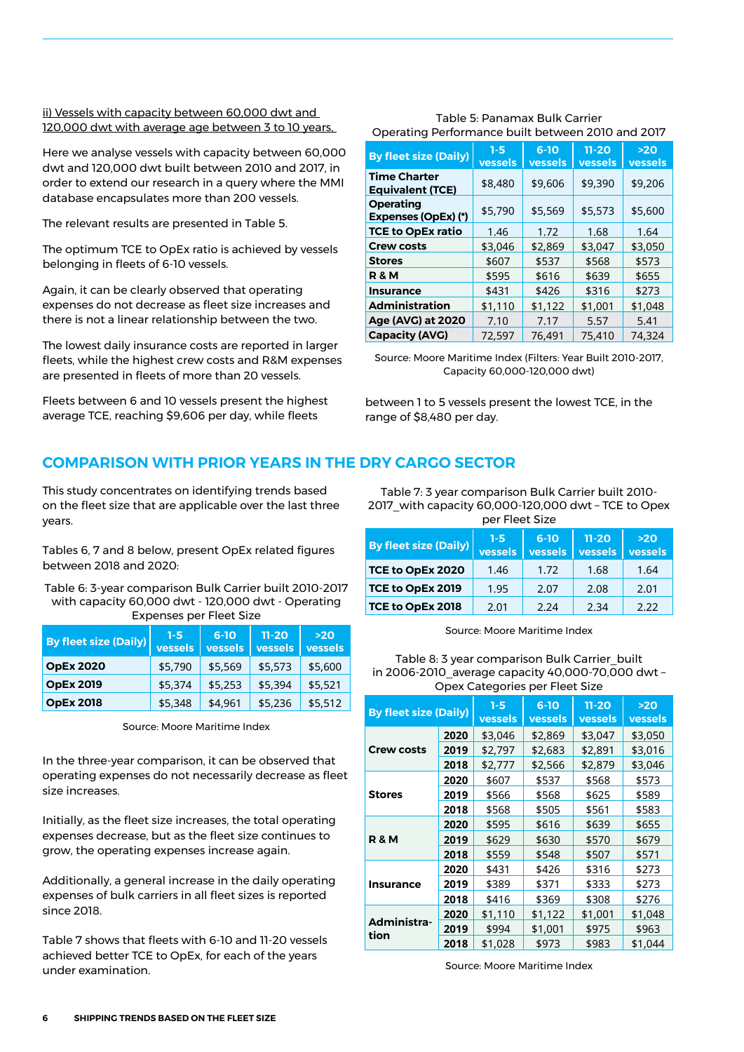ii) Vessels with capacity between 60,000 dwt and 120,000 dwt with average age between 3 to 10 years,

Here we analyse vessels with capacity between 60,000 dwt and 120,000 dwt built between 2010 and 2017, in order to extend our research in a query where the MMI database encapsulates more than 200 vessels.

The relevant results are presented in Table 5.

The optimum TCE to OpEx ratio is achieved by vessels belonging in fleets of 6-10 vessels.

Again, it can be clearly observed that operating expenses do not decrease as fleet size increases and there is not a linear relationship between the two.

The lowest daily insurance costs are reported in larger fleets, while the highest crew costs and R&M expenses are presented in fleets of more than 20 vessels.

Fleets between 6 and 10 vessels present the highest average TCE, reaching $9,606 per day, while fleets between 1 to 5 vessels present the lowest TCE, in the range of $8,480 per day.

Table 5: Panamax Bulk Carrier Operating Performance built between 2010 and 2017

| By fleet size (Daily) | 1-5 vessels | 6-10 vessels | 11-20 vessels | >20 vessels |
|---|---|---|---|---|
| Time Charter Equivalent (TCE) | $8,480 | $9,606 | $9,390 | $9,206 |
| Operating Expenses (OpEx) (*) | $5,790 | $5,569 | $5,573 | $5,600 |
| TCE to OpEx ratio | 1.46 | 1.72 | 1.68 | 1.64 |
| Crew costs | $3,046 | $2,869 | $3,047 | $3,050 |
| Stores | $607 | $537 | $568 | $573 |
| R & M | $595 | $616 | $639 | $655 |
| Insurance | $431 | $426 | $316 | $273 |
| Administration | $1,110 | $1,122 | $1,001 | $1,048 |
| Age (AVG) at 2020 | 7.10 | 7.17 | 5.57 | 5.41 |
| Capacity (AVG) | 72,597 | 76,491 | 75,410 | 74,324 |

Source: Moore Maritime Index (Filters: Year Built 2010-2017, Capacity 60,000-120,000 dwt)

## COMPARISON WITH PRIOR YEARS IN THE DRY CARGO SECTOR

This study concentrates on identifying trends based on the fleet size that are applicable over the last three years.

Tables 6, 7 and 8 below, present OpEx related figures between 2018 and 2020:

Table 6: 3-year comparison Bulk Carrier built 2010-2017 with capacity 60,000 dwt - 120,000 dwt - Operating Expenses per Fleet Size

| By fleet size (Daily) | 1-5 vessels | 6-10 vessels | 11-20 vessels | >20 vessels |
|---|---|---|---|---|
| OpEx 2020 | $5,790 | $5,569 | $5,573 | $5,600 |
| OpEx 2019 | $5,374 | $5,253 | $5,394 | $5,521 |
| OpEx 2018 | $5,348 | $4,961 | $5,236 | $5,512 |

Source: Moore Maritime Index

In the three-year comparison, it can be observed that operating expenses do not necessarily decrease as fleet size increases.

Initially, as the fleet size increases, the total operating expenses decrease, but as the fleet size continues to grow, the operating expenses increase again.

Additionally, a general increase in the daily operating expenses of bulk carriers in all fleet sizes is reported since 2018.

Table 7 shows that fleets with 6-10 and 11-20 vessels achieved better TCE to OpEx, for each of the years under examination.

Table 7: 3 year comparison Bulk Carrier built 2010-2017_with capacity 60,000-120,000 dwt – TCE to Opex per Fleet Size

| By fleet size (Daily) | 1-5 vessels | 6-10 vessels | 11-20 vessels | >20 vessels |
|---|---|---|---|---|
| TCE to OpEx 2020 | 1.46 | 1.72 | 1.68 | 1.64 |
| TCE to OpEx 2019 | 1.95 | 2.07 | 2.08 | 2.01 |
| TCE to OpEx 2018 | 2.01 | 2.24 | 2.34 | 2.22 |

Source: Moore Maritime Index

Table 8: 3 year comparison Bulk Carrier_built in 2006-2010_average capacity 40,000-70,000 dwt – Opex Categories per Fleet Size

| By fleet size (Daily) | | 1-5 vessels | 6-10 vessels | 11-20 vessels | >20 vessels |
|---|---|---|---|---|---|
| Crew costs | 2020 | $3,046 | $2,869 | $3,047 | $3,050 |
| | 2019 | $2,797 | $2,683 | $2,891 | $3,016 |
| | 2018 | $2,777 | $2,566 | $2,879 | $3,046 |
| Stores | 2020 | $607 | $537 | $568 | $573 |
| | 2019 | $566 | $568 | $625 | $589 |
| | 2018 | $568 | $505 | $561 | $583 |
| R & M | 2020 | $595 | $616 | $639 | $655 |
| | 2019 | $629 | $630 | $570 | $679 |
| | 2018 | $559 | $548 | $507 | $571 |
| Insurance | 2020 | $431 | $426 | $316 | $273 |
| | 2019 | $389 | $371 | $333 | $273 |
| | 2018 | $416 | $369 | $308 | $276 |
| Administration | 2020 | $1,110 | $1,122 | $1,001 | $1,048 |
| | 2019 | $994 | $1,001 | $975 | $963 |
| | 2018 | $1,028 | $973 | $983 | $1,044 |

Source: Moore Maritime Index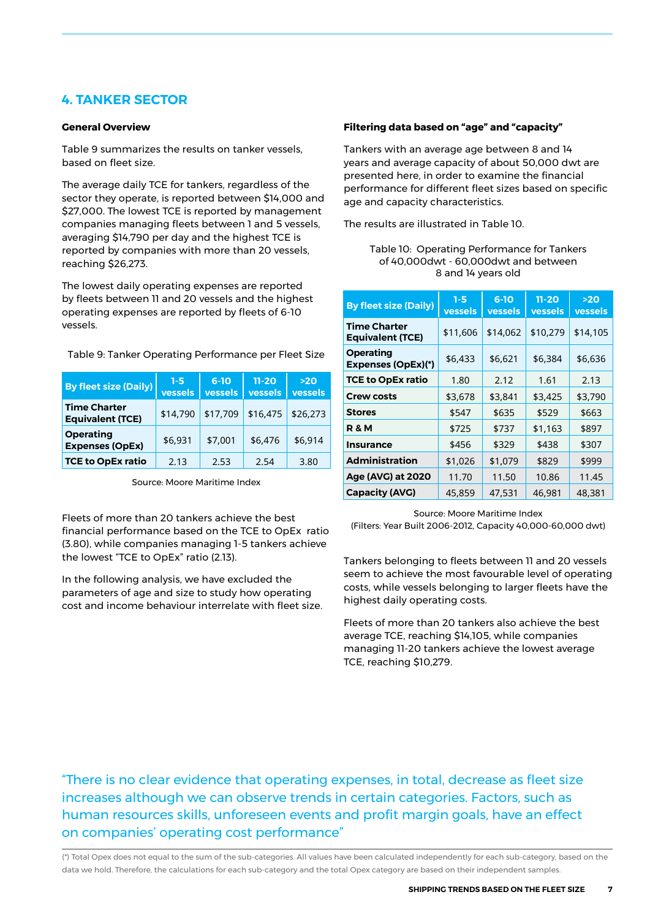## 4. TANKER SECTOR

### General Overview

Table 9 summarizes the results on tanker vessels, based on fleet size.

The average daily TCE for tankers, regardless of the sector they operate, is reported between $14,000 and $27,000. The lowest TCE is reported by management companies managing fleets between 1 and 5 vessels, averaging $14,790 per day and the highest TCE is reported by companies with more than 20 vessels, reaching $26,273.

The lowest daily operating expenses are reported by fleets between 11 and 20 vessels and the highest operating expenses are reported by fleets of 6-10 vessels.

Table 9: Tanker Operating Performance per Fleet Size

| By fleet size (Daily) | 1-5 vessels | 6-10 vessels | 11-20 vessels | >20 vessels |
|---|---|---|---|---|
| **Time Charter Equivalent (TCE)** | $14,790 | $17,709 | $16,475 | $26,273 |
| **Operating Expenses (OpEx)** | $6,931 | $7,001 | $6,476 | $6,914 |
| **TCE to OpEx ratio** | 2.13 | 2.53 | 2.54 | 3.80 |

Source: Moore Maritime Index

Fleets of more than 20 tankers achieve the best financial performance based on the TCE to OpEx ratio (3.80), while companies managing 1-5 tankers achieve the lowest "TCE to OpEx" ratio (2.13).

In the following analysis, we have excluded the parameters of age and size to study how operating cost and income behaviour interrelate with fleet size.

### Filtering data based on "age" and "capacity"

Tankers with an average age between 8 and 14 years and average capacity of about 50,000 dwt are presented here, in order to examine the financial performance for different fleet sizes based on specific age and capacity characteristics.

The results are illustrated in Table 10.

Table 10: Operating Performance for Tankers of 40,000dwt - 60,000dwt and between 8 and 14 years old

| By fleet size (Daily) | 1-5 vessels | 6-10 vessels | 11-20 vessels | >20 vessels |
|---|---|---|---|---|
| **Time Charter Equivalent (TCE)** | $11,606 | $14,062 | $10,279 | $14,105 |
| **Operating Expenses (OpEx)(*)** | $6,433 | $6,621 | $6,384 | $6,636 |
| **TCE to OpEx ratio** | 1.80 | 2.12 | 1.61 | 2.13 |
| **Crew costs** | $3,678 | $3,841 | $3,425 | $3,790 |
| **Stores** | $547 | $635 | $529 | $663 |
| **R & M** | $725 | $737 | $1,163 | $897 |
| **Insurance** | $456 | $329 | $438 | $307 |
| **Administration** | $1,026 | $1,079 | $829 | $999 |
| **Age (AVG) at 2020** | 11.70 | 11.50 | 10.86 | 11.45 |
| **Capacity (AVG)** | 45,859 | 47,531 | 46,981 | 48,381 |

Source: Moore Maritime Index
(Filters: Year Built 2006-2012, Capacity 40,000-60,000 dwt)

Tankers belonging to fleets between 11 and 20 vessels seem to achieve the most favourable level of operating costs, while vessels belonging to larger fleets have the highest daily operating costs.

Fleets of more than 20 tankers also achieve the best average TCE, reaching $14,105, while companies managing 11-20 tankers achieve the lowest average TCE, reaching $10,279.

"There is no clear evidence that operating expenses, in total, decrease as fleet size increases although we can observe trends in certain categories. Factors, such as human resources skills, unforeseen events and profit margin goals, have an effect on companies' operating cost performance"

(*) Total Opex does not equal to the sum of the sub-categories. All values have been calculated independently for each sub-category, based on the data we hold. Therefore, the calculations for each sub-category and the total Opex category are based on their independent samples.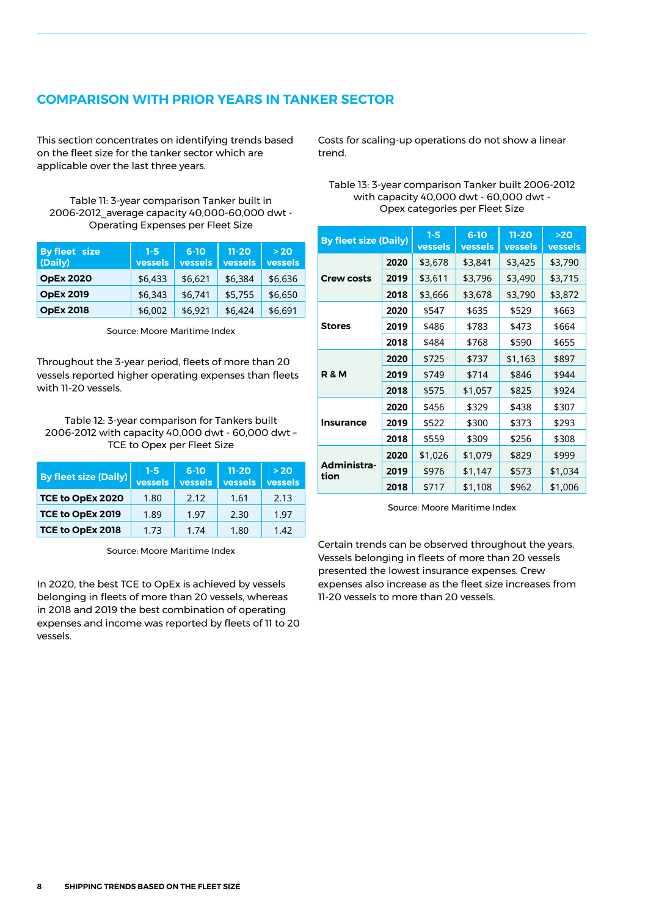## COMPARISON WITH PRIOR YEARS IN TANKER SECTOR

This section concentrates on identifying trends based on the fleet size for the tanker sector which are applicable over the last three years.

Table 11: 3-year comparison Tanker built in 2006-2012_average capacity 40,000-60,000 dwt - Operating Expenses per Fleet Size

| By fleet size (Daily) | 1-5 vessels | 6-10 vessels | 11-20 vessels | > 20 vessels |
|---|---|---|---|---|
| **OpEx 2020** | $6,433 | $6,621 | $6,384 | $6,636 |
| **OpEx 2019** | $6,343 | $6,741 | $5,755 | $6,650 |
| **OpEx 2018** | $6,002 | $6,921 | $6,424 | $6,691 |

Source: Moore Maritime Index

Throughout the 3-year period, fleets of more than 20 vessels reported higher operating expenses than fleets with 11-20 vessels.

Table 12: 3-year comparison for Tankers built 2006-2012 with capacity 40,000 dwt - 60,000 dwt – TCE to Opex per Fleet Size

| By fleet size (Daily) | 1-5 vessels | 6-10 vessels | 11-20 vessels | > 20 vessels |
|---|---|---|---|---|
| **TCE to OpEx 2020** | 1.80 | 2.12 | 1.61 | 2.13 |
| **TCE to OpEx 2019** | 1.89 | 1.97 | 2.30 | 1.97 |
| **TCE to OpEx 2018** | 1.73 | 1.74 | 1.80 | 1.42 |

Source: Moore Maritime Index

In 2020, the best TCE to OpEx is achieved by vessels belonging in fleets of more than 20 vessels, whereas in 2018 and 2019 the best combination of operating expenses and income was reported by fleets of 11 to 20 vessels.

Costs for scaling-up operations do not show a linear trend.

Table 13: 3-year comparison Tanker built 2006-2012 with capacity 40,000 dwt - 60,000 dwt - Opex categories per Fleet Size

| By fleet size (Daily) | | 1-5 vessels | 6-10 vessels | 11-20 vessels | >20 vessels |
|---|---|---|---|---|---|
| **Crew costs** | **2020** | $3,678 | $3,841 | $3,425 | $3,790 |
| | **2019** | $3,611 | $3,796 | $3,490 | $3,715 |
| | **2018** | $3,666 | $3,678 | $3,790 | $3,872 |
| **Stores** | **2020** | $547 | $635 | $529 | $663 |
| | **2019** | $486 | $783 | $473 | $664 |
| | **2018** | $484 | $768 | $590 | $655 |
| **R & M** | **2020** | $725 | $737 | $1,163 | $897 |
| | **2019** | $749 | $714 | $846 | $944 |
| | **2018** | $575 | $1,057 | $825 | $924 |
| **Insurance** | **2020** | $456 | $329 | $438 | $307 |
| | **2019** | $522 | $300 | $373 | $293 |
| | **2018** | $559 | $309 | $256 | $308 |
| **Administration** | **2020** | $1,026 | $1,079 | $829 | $999 |
| | **2019** | $976 | $1,147 | $573 | $1,034 |
| | **2018** | $717 | $1,108 | $962 | $1,006 |

Source: Moore Maritime Index

Certain trends can be observed throughout the years. Vessels belonging in fleets of more than 20 vessels presented the lowest insurance expenses. Crew expenses also increase as the fleet size increases from 11-20 vessels to more than 20 vessels.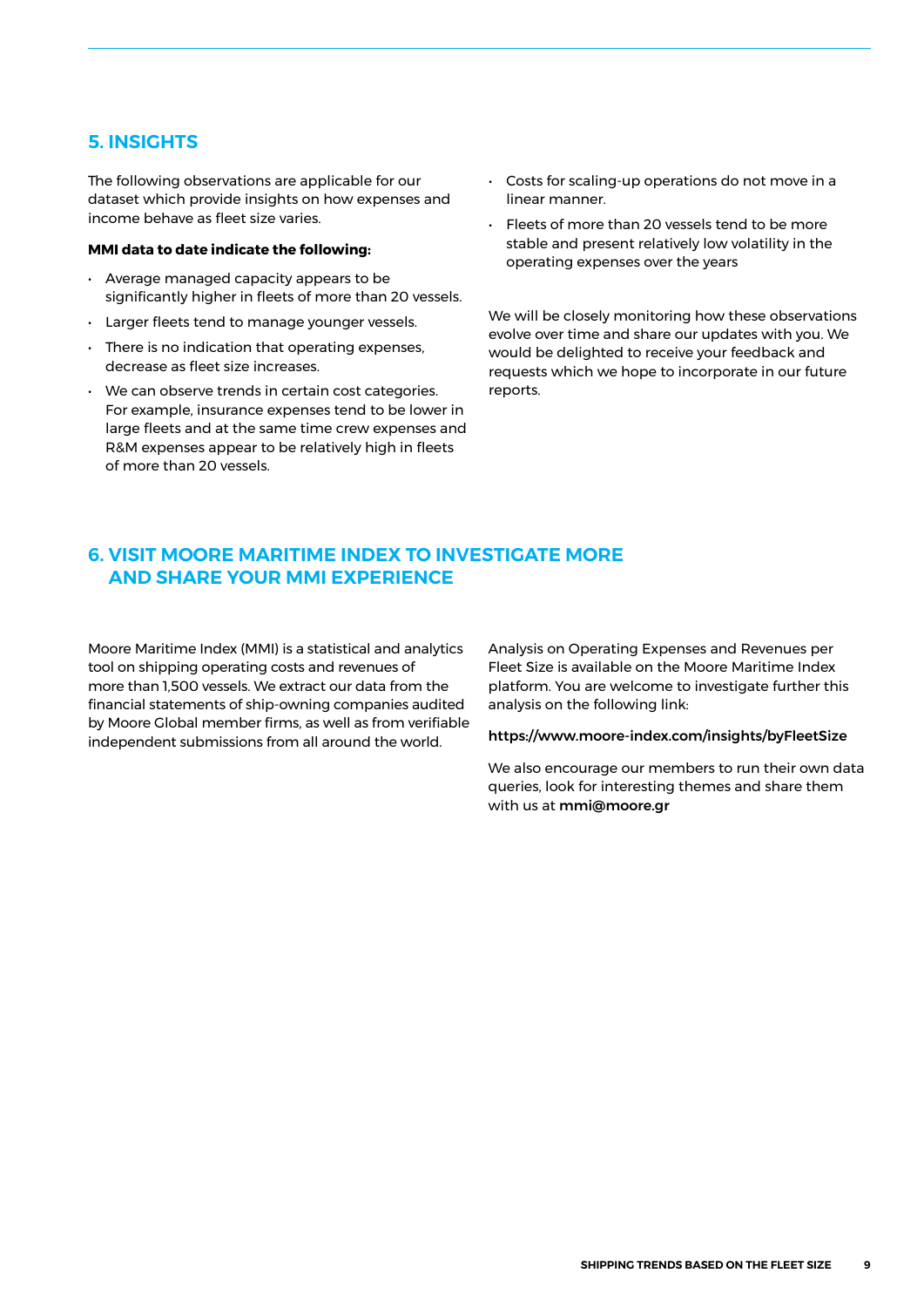## 5. INSIGHTS

The following observations are applicable for our dataset which provide insights on how expenses and income behave as fleet size varies.

**MMI data to date indicate the following:**

- Average managed capacity appears to be significantly higher in fleets of more than 20 vessels.
- Larger fleets tend to manage younger vessels.
- There is no indication that operating expenses, decrease as fleet size increases.
- We can observe trends in certain cost categories. For example, insurance expenses tend to be lower in large fleets and at the same time crew expenses and R&M expenses appear to be relatively high in fleets of more than 20 vessels.
- Costs for scaling-up operations do not move in a linear manner.
- Fleets of more than 20 vessels tend to be more stable and present relatively low volatility in the operating expenses over the years

We will be closely monitoring how these observations evolve over time and share our updates with you. We would be delighted to receive your feedback and requests which we hope to incorporate in our future reports.

## 6. VISIT MOORE MARITIME INDEX TO INVESTIGATE MORE AND SHARE YOUR MMI EXPERIENCE

Moore Maritime Index (MMI) is a statistical and analytics tool on shipping operating costs and revenues of more than 1,500 vessels. We extract our data from the financial statements of ship-owning companies audited by Moore Global member firms, as well as from verifiable independent submissions from all around the world.

Analysis on Operating Expenses and Revenues per Fleet Size is available on the Moore Maritime Index platform. You are welcome to investigate further this analysis on the following link:

https://www.moore-index.com/insights/byFleetSize

We also encourage our members to run their own data queries, look for interesting themes and share them with us at **mmi@moore.gr**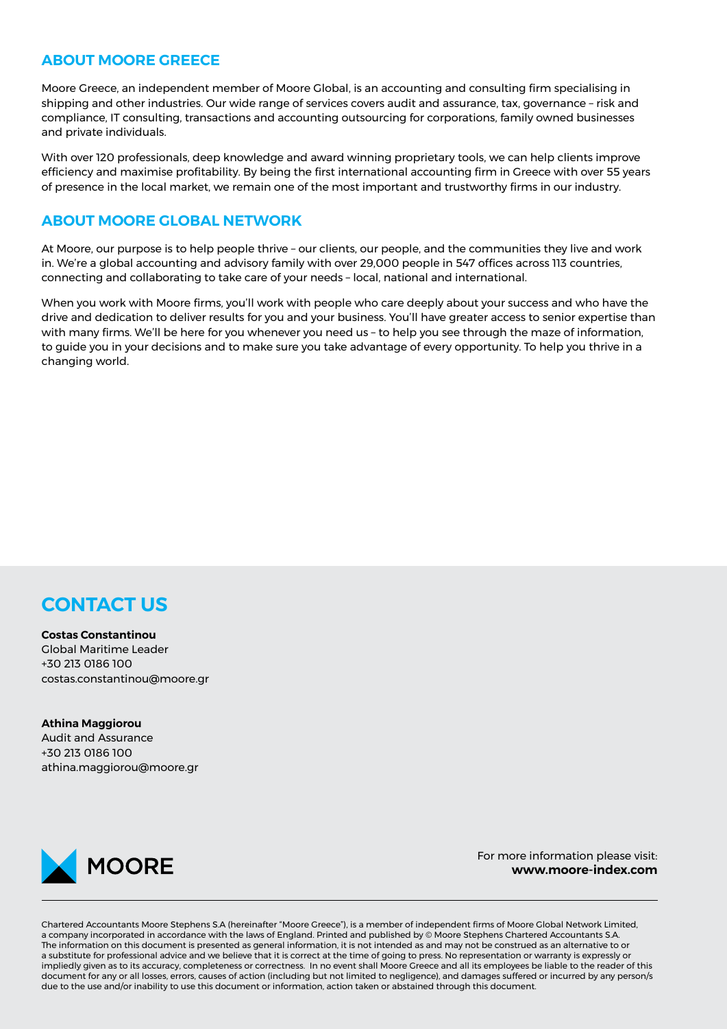## ABOUT MOORE GREECE

Moore Greece, an independent member of Moore Global, is an accounting and consulting firm specialising in shipping and other industries. Our wide range of services covers audit and assurance, tax, governance – risk and compliance, IT consulting, transactions and accounting outsourcing for corporations, family owned businesses and private individuals.

With over 120 professionals, deep knowledge and award winning proprietary tools, we can help clients improve efficiency and maximise profitability. By being the first international accounting firm in Greece with over 55 years of presence in the local market, we remain one of the most important and trustworthy firms in our industry.

## ABOUT MOORE GLOBAL NETWORK

At Moore, our purpose is to help people thrive – our clients, our people, and the communities they live and work in. We're a global accounting and advisory family with over 29,000 people in 547 offices across 113 countries, connecting and collaborating to take care of your needs – local, national and international.

When you work with Moore firms, you'll work with people who care deeply about your success and who have the drive and dedication to deliver results for you and your business. You'll have greater access to senior expertise than with many firms. We'll be here for you whenever you need us – to help you see through the maze of information, to guide you in your decisions and to make sure you take advantage of every opportunity. To help you thrive in a changing world.

## CONTACT US

**Costas Constantinou**
Global Maritime Leader
+30 213 0186 100
costas.constantinou@moore.gr

**Athina Maggiorou**
Audit and Assurance
+30 213 0186 100
athina.maggiorou@moore.gr

MOORE

For more information please visit:
**www.moore-index.com**

Chartered Accountants Moore Stephens S.A (hereinafter "Moore Greece"), is a member of independent firms of Moore Global Network Limited, a company incorporated in accordance with the laws of England. Printed and published by © Moore Stephens Chartered Accountants S.A. The information on this document is presented as general information, it is not intended as and may not be construed as an alternative to or a substitute for professional advice and we believe that it is correct at the time of going to press. No representation or warranty is expressly or impliedly given as to its accuracy, completeness or correctness. In no event shall Moore Greece and all its employees be liable to the reader of this document for any or all losses, errors, causes of action (including but not limited to negligence), and damages suffered or incurred by any person/s due to the use and/or inability to use this document or information, action taken or abstained through this document.